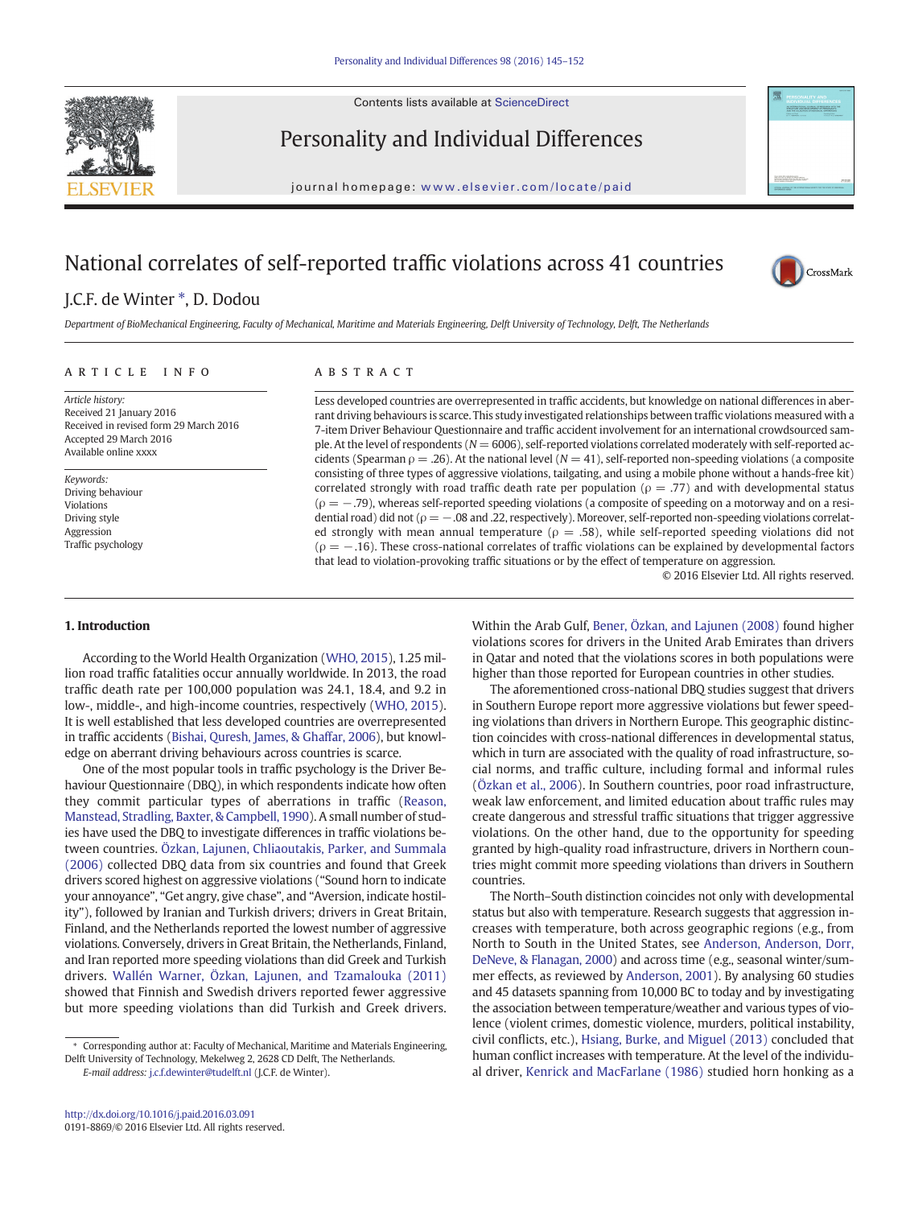# National correlates of self-reported traffic violations across 41 countries

J.C.F. de Winter *, D. Dodou

*Department of BioMechanical Engineering, Faculty of Mechanical, Maritime and Materials Engineering, Delft University of Technology, Delft, The Netherlands*

## ARTICLE INFO

*Article history:*
Received 21 January 2016
Received in revised form 29 March 2016
Accepted 29 March 2016
Available online xxxx

*Keywords:*
Driving behaviour
Violations
Driving style
Aggression
Traffic psychology

## ABSTRACT

Less developed countries are overrepresented in traffic accidents, but knowledge on national differences in aberrant driving behaviours is scarce. This study investigated relationships between traffic violations measured with a 7-item Driver Behaviour Questionnaire and traffic accident involvement for an international crowdsourced sample. At the level of respondents ($N = 6006$), self-reported violations correlated moderately with self-reported accidents (Spearman $\rho = .26$). At the national level ($N = 41$), self-reported non-speeding violations (a composite consisting of three types of aggressive violations, tailgating, and using a mobile phone without a hands-free kit) correlated strongly with road traffic death rate per population ($\rho = .77$) and with developmental status ($\rho = -.79$), whereas self-reported speeding violations (a composite of speeding on a motorway and on a residential road) did not ($\rho = -.08$ and .22, respectively). Moreover, self-reported non-speeding violations correlated strongly with mean annual temperature ($\rho = .58$), while self-reported speeding violations did not ($\rho = -.16$). These cross-national correlates of traffic violations can be explained by developmental factors that lead to violation-provoking traffic situations or by the effect of temperature on aggression.

© 2016 Elsevier Ltd. All rights reserved.

## 1. Introduction

According to the World Health Organization (WHO, 2015), 1.25 million road traffic fatalities occur annually worldwide. In 2013, the road traffic death rate per 100,000 population was 24.1, 18.4, and 9.2 in low-, middle-, and high-income countries, respectively (WHO, 2015). It is well established that less developed countries are overrepresented in traffic accidents (Bishai, Quresh, James, & Ghaffar, 2006), but knowledge on aberrant driving behaviours across countries is scarce.

One of the most popular tools in traffic psychology is the Driver Behaviour Questionnaire (DBQ), in which respondents indicate how often they commit particular types of aberrations in traffic (Reason, Manstead, Stradling, Baxter, & Campbell, 1990). A small number of studies have used the DBQ to investigate differences in traffic violations between countries. Özkan, Lajunen, Chliaoutakis, Parker, and Summala (2006) collected DBQ data from six countries and found that Greek drivers scored highest on aggressive violations ("Sound horn to indicate your annoyance", "Get angry, give chase", and "Aversion, indicate hostility"), followed by Iranian and Turkish drivers; drivers in Great Britain, Finland, and the Netherlands reported the lowest number of aggressive violations. Conversely, drivers in Great Britain, the Netherlands, Finland, and Iran reported more speeding violations than did Greek and Turkish drivers. Wallén Warner, Özkan, Lajunen, and Tzamalouka (2011) showed that Finnish and Swedish drivers reported fewer aggressive but more speeding violations than did Turkish and Greek drivers. Within the Arab Gulf, Bener, Özkan, and Lajunen (2008) found higher violations scores for drivers in the United Arab Emirates than drivers in Qatar and noted that the violations scores in both populations were higher than those reported for European countries in other studies.

The aforementioned cross-national DBQ studies suggest that drivers in Southern Europe report more aggressive violations but fewer speeding violations than drivers in Northern Europe. This geographic distinction coincides with cross-national differences in developmental status, which in turn are associated with the quality of road infrastructure, social norms, and traffic culture, including formal and informal rules (Özkan et al., 2006). In Southern countries, poor road infrastructure, weak law enforcement, and limited education about traffic rules may create dangerous and stressful traffic situations that trigger aggressive violations. On the other hand, due to the opportunity for speeding granted by high-quality road infrastructure, drivers in Northern countries might commit more speeding violations than drivers in Southern countries.

The North–South distinction coincides not only with developmental status but also with temperature. Research suggests that aggression increases with temperature, both across geographic regions (e.g., from North to South in the United States, see Anderson, Anderson, Dorr, DeNeve, & Flanagan, 2000) and across time (e.g., seasonal winter/summer effects, as reviewed by Anderson, 2001). By analysing 60 studies and 45 datasets spanning from 10,000 BC to today and by investigating the association between temperature/weather and various types of violence (violent crimes, domestic violence, murders, political instability, civil conflicts, etc.), Hsiang, Burke, and Miguel (2013) concluded that human conflict increases with temperature. At the level of the individual driver, Kenrick and MacFarlane (1986) studied horn honking as a

\* Corresponding author at: Faculty of Mechanical, Maritime and Materials Engineering, Delft University of Technology, Mekelweg 2, 2628 CD Delft, The Netherlands.
*E-mail address:* j.c.f.dewinter@tudelft.nl (J.C.F. de Winter).

http://dx.doi.org/10.1016/j.paid.2016.03.091
0191-8869/© 2016 Elsevier Ltd. All rights reserved.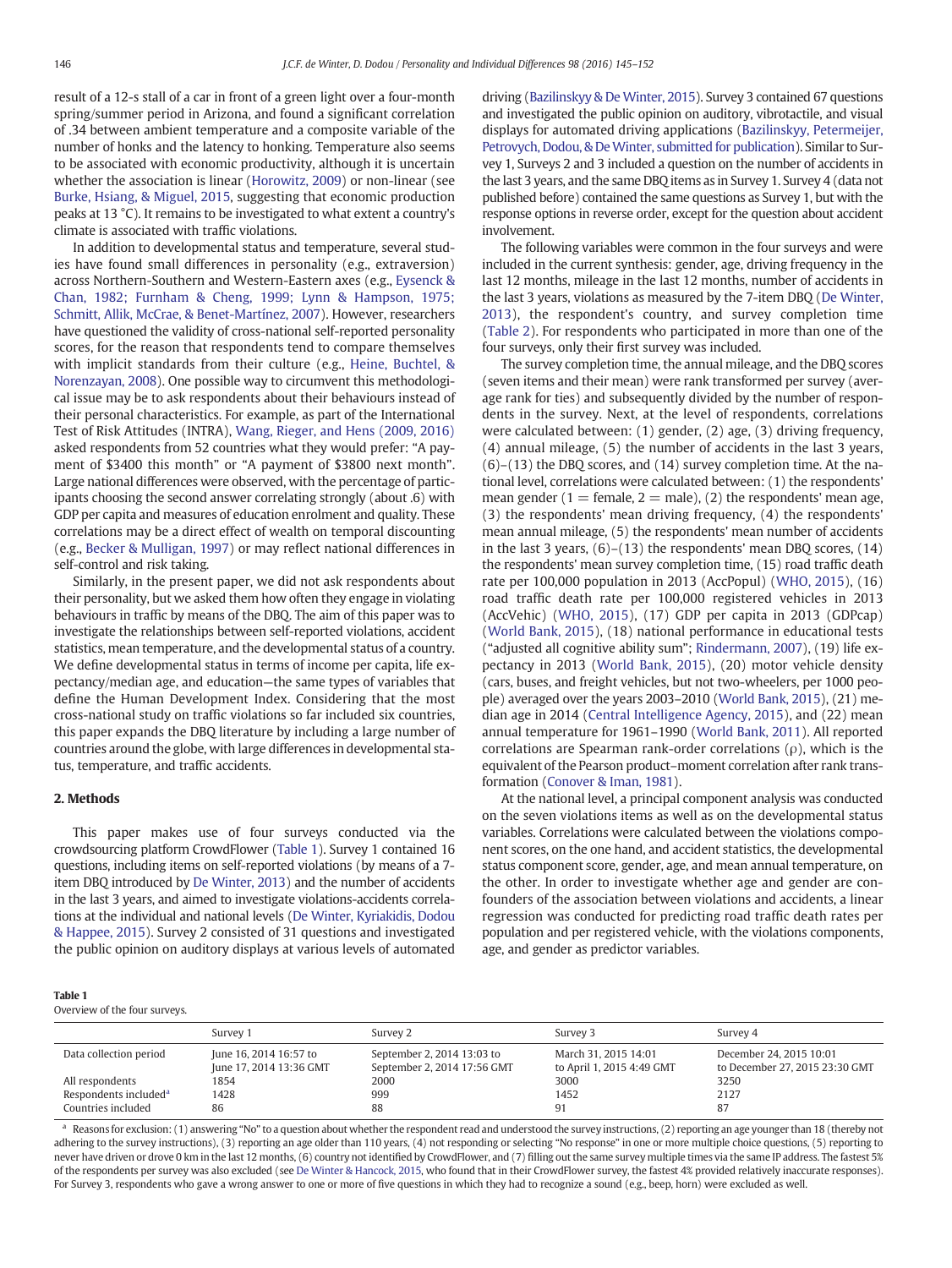result of a 12-s stall of a car in front of a green light over a four-month spring/summer period in Arizona, and found a significant correlation of .34 between ambient temperature and a composite variable of the number of honks and the latency to honking. Temperature also seems to be associated with economic productivity, although it is uncertain whether the association is linear (Horowitz, 2009) or non-linear (see Burke, Hsiang, & Miguel, 2015, suggesting that economic production peaks at 13 °C). It remains to be investigated to what extent a country's climate is associated with traffic violations.

In addition to developmental status and temperature, several studies have found small differences in personality (e.g., extraversion) across Northern-Southern and Western-Eastern axes (e.g., Eysenck & Chan, 1982; Furnham & Cheng, 1999; Lynn & Hampson, 1975; Schmitt, Allik, McCrae, & Benet-Martínez, 2007). However, researchers have questioned the validity of cross-national self-reported personality scores, for the reason that respondents tend to compare themselves with implicit standards from their culture (e.g., Heine, Buchtel, & Norenzayan, 2008). One possible way to circumvent this methodological issue may be to ask respondents about their behaviours instead of their personal characteristics. For example, as part of the International Test of Risk Attitudes (INTRA), Wang, Rieger, and Hens (2009, 2016) asked respondents from 52 countries what they would prefer: "A payment of $3400 this month" or "A payment of $3800 next month". Large national differences were observed, with the percentage of participants choosing the second answer correlating strongly (about .6) with GDP per capita and measures of education enrolment and quality. These correlations may be a direct effect of wealth on temporal discounting (e.g., Becker & Mulligan, 1997) or may reflect national differences in self-control and risk taking.

Similarly, in the present paper, we did not ask respondents about their personality, but we asked them how often they engage in violating behaviours in traffic by means of the DBQ. The aim of this paper was to investigate the relationships between self-reported violations, accident statistics, mean temperature, and the developmental status of a country. We define developmental status in terms of income per capita, life expectancy/median age, and education—the same types of variables that define the Human Development Index. Considering that the most cross-national study on traffic violations so far included six countries, this paper expands the DBQ literature by including a large number of countries around the globe, with large differences in developmental status, temperature, and traffic accidents.

## 2. Methods

This paper makes use of four surveys conducted via the crowdsourcing platform CrowdFlower (Table 1). Survey 1 contained 16 questions, including items on self-reported violations (by means of a 7-item DBQ introduced by De Winter, 2013) and the number of accidents in the last 3 years, and aimed to investigate violations-accidents correlations at the individual and national levels (De Winter, Kyriakidis, Dodou & Happee, 2015). Survey 2 consisted of 31 questions and investigated the public opinion on auditory displays at various levels of automated driving (Bazilinskyy & De Winter, 2015). Survey 3 contained 67 questions and investigated the public opinion on auditory, vibrotactile, and visual displays for automated driving applications (Bazilinskyy, Petermeijer, Petrovych, Dodou, & De Winter, submitted for publication). Similar to Survey 1, Surveys 2 and 3 included a question on the number of accidents in the last 3 years, and the same DBQ items as in Survey 1. Survey 4 (data not published before) contained the same questions as Survey 1, but with the response options in reverse order, except for the question about accident involvement.

The following variables were common in the four surveys and were included in the current synthesis: gender, age, driving frequency in the last 12 months, mileage in the last 12 months, number of accidents in the last 3 years, violations as measured by the 7-item DBQ (De Winter, 2013), the respondent's country, and survey completion time (Table 2). For respondents who participated in more than one of the four surveys, only their first survey was included.

The survey completion time, the annual mileage, and the DBQ scores (seven items and their mean) were rank transformed per survey (average rank for ties) and subsequently divided by the number of respondents in the survey. Next, at the level of respondents, correlations were calculated between: (1) gender, (2) age, (3) driving frequency, (4) annual mileage, (5) the number of accidents in the last 3 years, (6)–(13) the DBQ scores, and (14) survey completion time. At the national level, correlations were calculated between: (1) the respondents' mean gender (1 = female, 2 = male), (2) the respondents' mean age, (3) the respondents' mean driving frequency, (4) the respondents' mean annual mileage, (5) the respondents' mean number of accidents in the last 3 years, (6)–(13) the respondents' mean DBQ scores, (14) the respondents' mean survey completion time, (15) road traffic death rate per 100,000 population in 2013 (AccPopul) (WHO, 2015), (16) road traffic death rate per 100,000 registered vehicles in 2013 (AccVehic) (WHO, 2015), (17) GDP per capita in 2013 (GDPcap) (World Bank, 2015), (18) national performance in educational tests ("adjusted all cognitive ability sum"; Rindermann, 2007), (19) life expectancy in 2013 (World Bank, 2015), (20) motor vehicle density (cars, buses, and freight vehicles, but not two-wheelers, per 1000 people) averaged over the years 2003–2010 (World Bank, 2015), (21) median age in 2014 (Central Intelligence Agency, 2015), and (22) mean annual temperature for 1961–1990 (World Bank, 2011). All reported correlations are Spearman rank-order correlations (ρ), which is the equivalent of the Pearson product–moment correlation after rank transformation (Conover & Iman, 1981).

At the national level, a principal component analysis was conducted on the seven violations items as well as on the developmental status variables. Correlations were calculated between the violations component scores, on the one hand, and accident statistics, the developmental status component score, gender, age, and mean annual temperature, on the other. In order to investigate whether age and gender are confounders of the association between violations and accidents, a linear regression was conducted for predicting road traffic death rates per population and per registered vehicle, with the violations components, age, and gender as predictor variables.

**Table 1**
Overview of the four surveys.

| | Survey 1 | Survey 2 | Survey 3 | Survey 4 |
|---|---|---|---|---|
| Data collection period | June 16, 2014 16:57 to June 17, 2014 13:36 GMT | September 2, 2014 13:03 to September 2, 2014 17:56 GMT | March 31, 2015 14:01 to April 1, 2015 4:49 GMT | December 24, 2015 10:01 to December 27, 2015 23:30 GMT |
| All respondents | 1854 | 2000 | 3000 | 3250 |
| Respondents included[a] | 1428 | 999 | 1452 | 2127 |
| Countries included | 86 | 88 | 91 | 87 |

[a] Reasons for exclusion: (1) answering "No" to a question about whether the respondent read and understood the survey instructions, (2) reporting an age younger than 18 (thereby not adhering to the survey instructions), (3) reporting an age older than 110 years, (4) not responding or selecting "No response" in one or more multiple choice questions, (5) reporting to never have driven or drove 0 km in the last 12 months, (6) country not identified by CrowdFlower, and (7) filling out the same survey multiple times via the same IP address. The fastest 5% of the respondents per survey was also excluded (see De Winter & Hancock, 2015, who found that in their CrowdFlower survey, the fastest 4% provided relatively inaccurate responses). For Survey 3, respondents who gave a wrong answer to one or more of five questions in which they had to recognize a sound (e.g., beep, horn) were excluded as well.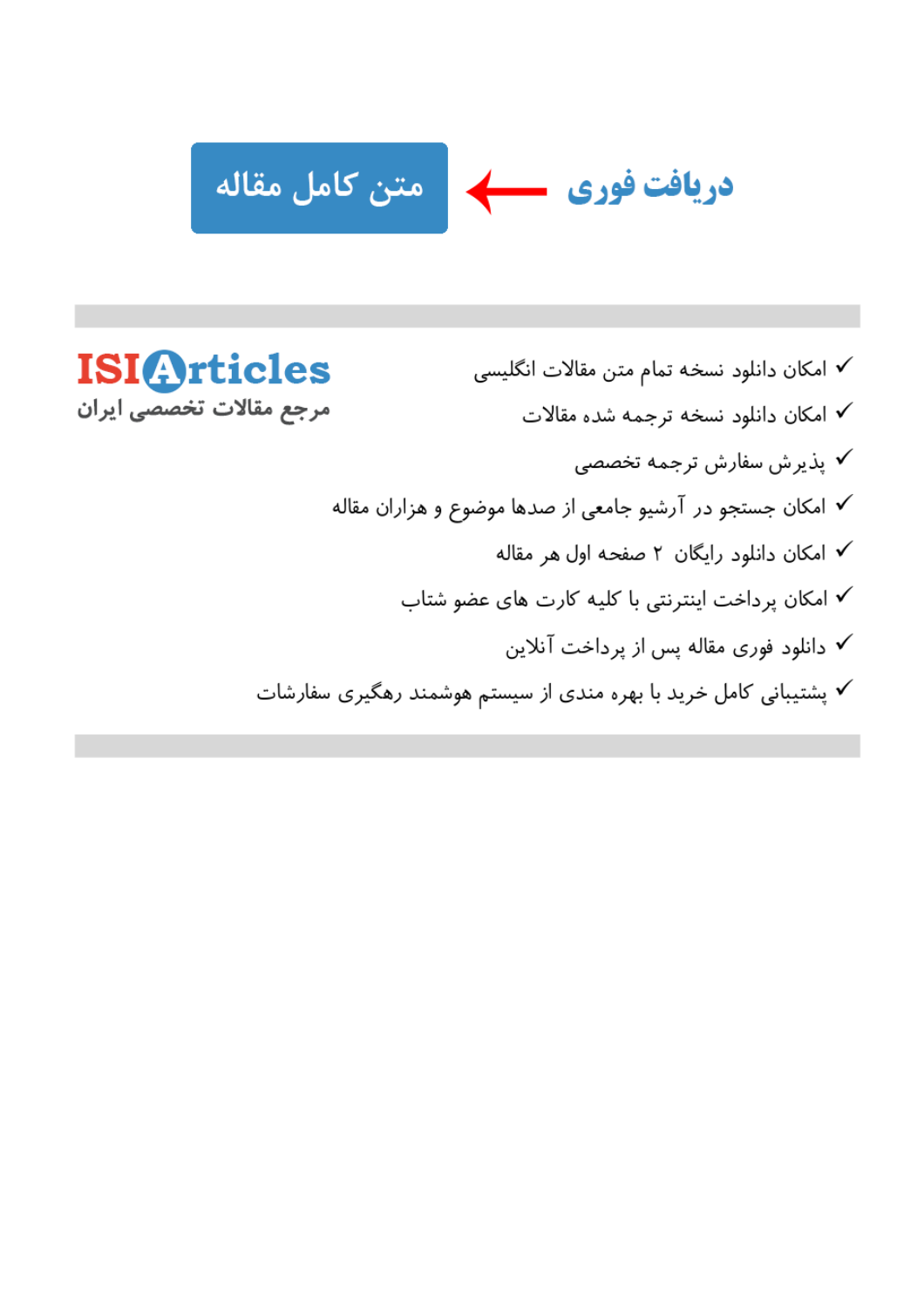دریافت فوری ← متن کامل مقاله

**ISIArticles**
مرجع مقالات تخصصی ایران

- ✓ امکان دانلود نسخه تمام متن مقالات انگلیسی
- ✓ امکان دانلود نسخه ترجمه شده مقالات
- ✓ پذیرش سفارش ترجمه تخصصی
- ✓ امکان جستجو در آرشیو جامعی از صدها موضوع و هزاران مقاله
- ✓ امکان دانلود رایگان ۲ صفحه اول هر مقاله
- ✓ امکان پرداخت اینترنتی با کلیه کارت های عضو شتاب
- ✓ دانلود فوری مقاله پس از پرداخت آنلاین
- ✓ پشتیبانی کامل خرید با بهره مندی از سیستم هوشمند رهگیری سفارشات